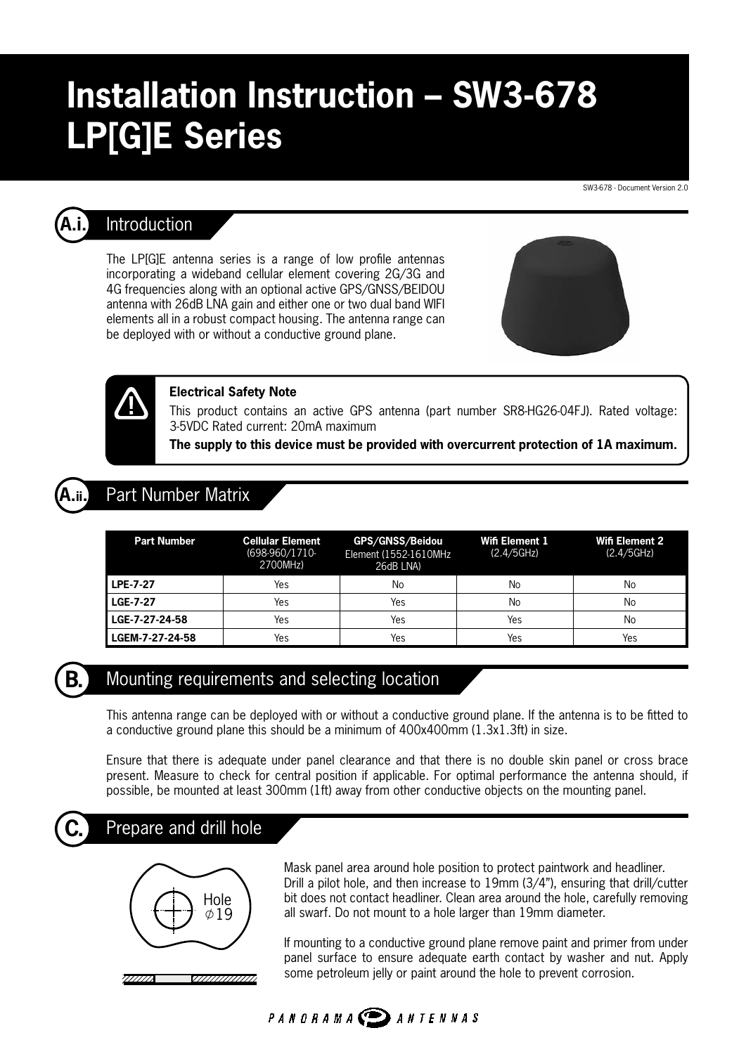# Installation Instruction – SW3-678 LP[G]E Series

SW3-678 - Document Version 2.0

## A.i. Introduction

The LP[G]E antenna series is a range of low profile antennas incorporating a wideband cellular element covering 2G/3G and 4G frequencies along with an optional active GPS/GNSS/BEIDOU antenna with 26dB LNA gain and either one or two dual band WIFI elements all in a robust compact housing. The antenna range can be deployed with or without a conductive ground plane.

**Electrical Safety Note**

This product contains an active GPS antenna (part number SR8-HG26-04FJ). Rated voltage: 3-5VDC Rated current: 20mA maximum

**The supply to this device must be provided with overcurrent protection of 1A maximum.**

## A.ii. Part Number Matrix

| Part Number | Cellular Element (698-960/1710-2700MHz) | GPS/GNSS/Beidou Element (1552-1610MHz 26dB LNA) | Wifi Element 1 (2.4/5GHz) | Wifi Element 2 (2.4/5GHz) |
|---|---|---|---|---|
| **LPE-7-27** | Yes | No | No | No |
| **LGE-7-27** | Yes | Yes | No | No |
| **LGE-7-27-24-58** | Yes | Yes | Yes | No |
| **LGEM-7-27-24-58** | Yes | Yes | Yes | Yes |

## B. Mounting requirements and selecting location

This antenna range can be deployed with or without a conductive ground plane. If the antenna is to be fitted to a conductive ground plane this should be a minimum of 400x400mm (1.3x1.3ft) in size.

Ensure that there is adequate under panel clearance and that there is no double skin panel or cross brace present. Measure to check for central position if applicable. For optimal performance the antenna should, if possible, be mounted at least 300mm (1ft) away from other conductive objects on the mounting panel.

## C. Prepare and drill hole

Hole ⌀19

Mask panel area around hole position to protect paintwork and headliner. Drill a pilot hole, and then increase to 19mm (3/4"), ensuring that drill/cutter bit does not contact headliner. Clean area around the hole, carefully removing all swarf. Do not mount to a hole larger than 19mm diameter.

If mounting to a conductive ground plane remove paint and primer from under panel surface to ensure adequate earth contact by washer and nut. Apply some petroleum jelly or paint around the hole to prevent corrosion.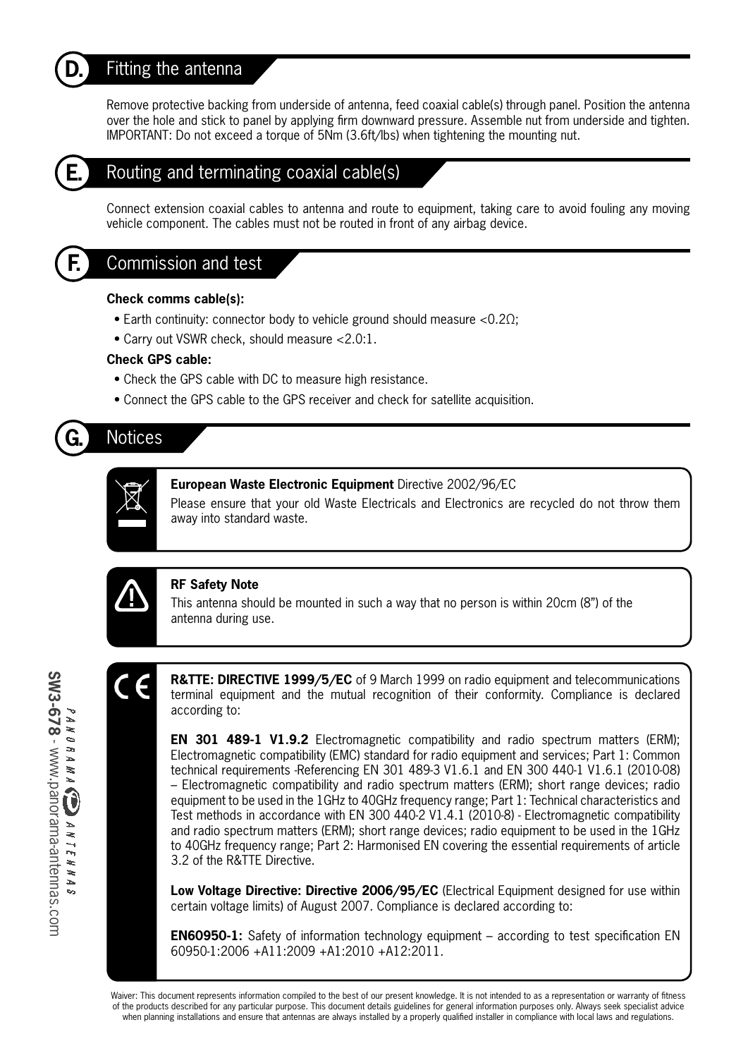## D. Fitting the antenna

Remove protective backing from underside of antenna, feed coaxial cable(s) through panel. Position the antenna over the hole and stick to panel by applying firm downward pressure. Assemble nut from underside and tighten. IMPORTANT: Do not exceed a torque of 5Nm (3.6ft/lbs) when tightening the mounting nut.

## E. Routing and terminating coaxial cable(s)

Connect extension coaxial cables to antenna and route to equipment, taking care to avoid fouling any moving vehicle component. The cables must not be routed in front of any airbag device.

## F. Commission and test

**Check comms cable(s):**

- Earth continuity: connector body to vehicle ground should measure <0.2Ω;
- Carry out VSWR check, should measure <2.0:1.

**Check GPS cable:**

- Check the GPS cable with DC to measure high resistance.
- Connect the GPS cable to the GPS receiver and check for satellite acquisition.

## G. Notices

**European Waste Electronic Equipment** Directive 2002/96/EC

Please ensure that your old Waste Electricals and Electronics are recycled do not throw them away into standard waste.

**RF Safety Note**

This antenna should be mounted in such a way that no person is within 20cm (8") of the antenna during use.

**R&TTE: DIRECTIVE 1999/5/EC** of 9 March 1999 on radio equipment and telecommunications terminal equipment and the mutual recognition of their conformity. Compliance is declared according to:

**EN 301 489-1 V1.9.2** Electromagnetic compatibility and radio spectrum matters (ERM); Electromagnetic compatibility (EMC) standard for radio equipment and services; Part 1: Common technical requirements -Referencing EN 301 489-3 V1.6.1 and EN 300 440-1 V1.6.1 (2010-08) – Electromagnetic compatibility and radio spectrum matters (ERM); short range devices; radio equipment to be used in the 1GHz to 40GHz frequency range; Part 1: Technical characteristics and Test methods in accordance with EN 300 440-2 V1.4.1 (2010-8) - Electromagnetic compatibility and radio spectrum matters (ERM); short range devices; radio equipment to be used in the 1GHz to 40GHz frequency range; Part 2: Harmonised EN covering the essential requirements of article 3.2 of the R&TTE Directive.

**Low Voltage Directive: Directive 2006/95/EC** (Electrical Equipment designed for use within certain voltage limits) of August 2007. Compliance is declared according to:

**EN60950-1:** Safety of information technology equipment – according to test specification EN 60950-1:2006 +A11:2009 +A1:2010 +A12:2011.

**SW3-678** - www.panorama-antennas.com

Waiver: This document represents information compiled to the best of our present knowledge. It is not intended to as a representation or warranty of fitness of the products described for any particular purpose. This document details guidelines for general information purposes only. Always seek specialist advice when planning installations and ensure that antennas are always installed by a properly qualified installer in compliance with local laws and regulations.